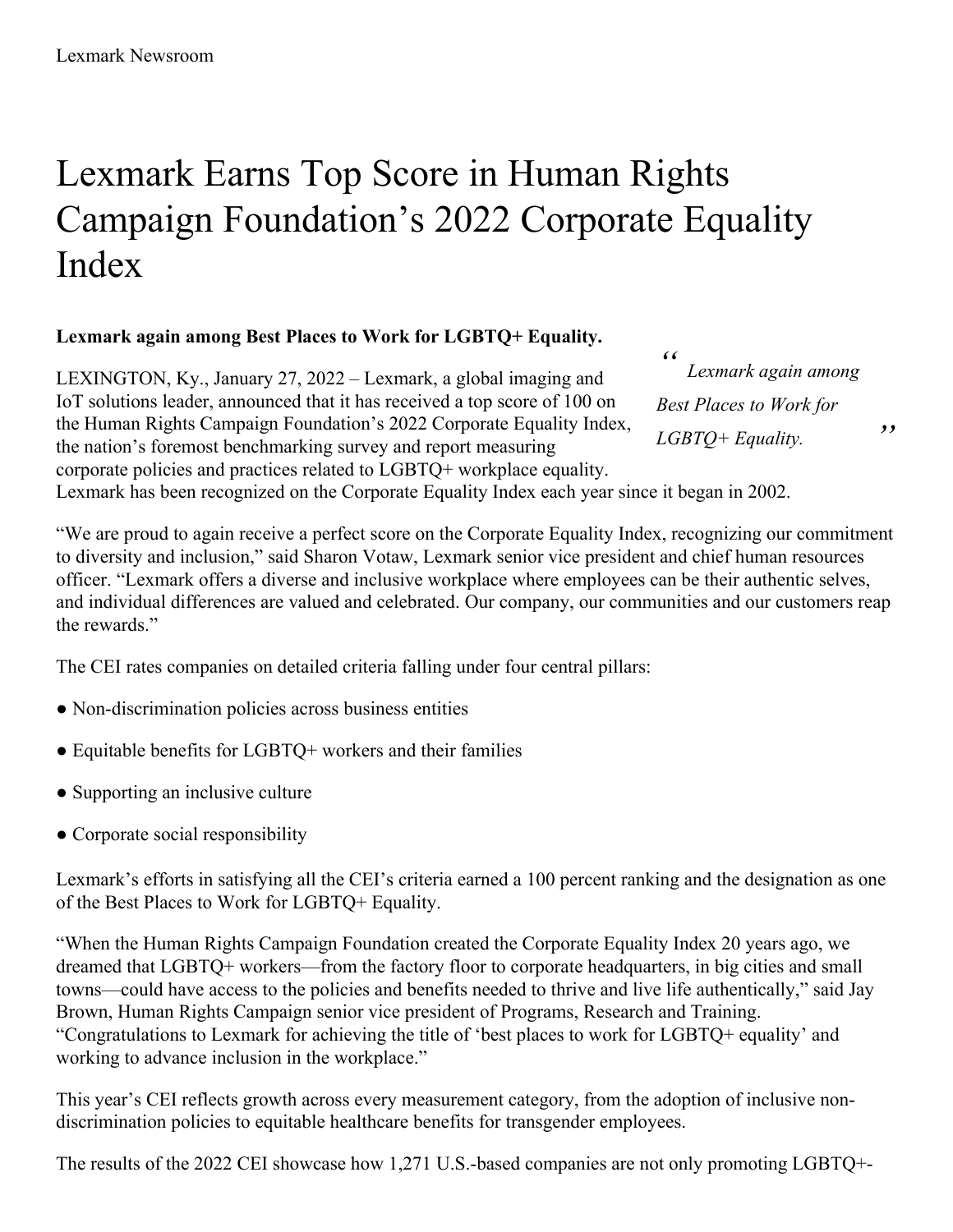Lexmark Newsroom

# Lexmark Earns Top Score in Human Rights Campaign Foundation's 2022 Corporate Equality Index

**Lexmark again among Best Places to Work for LGBTQ+ Equality.**

> *Lexmark again among Best Places to Work for LGBTQ+ Equality.*

LEXINGTON, Ky., January 27, 2022 – Lexmark, a global imaging and IoT solutions leader, announced that it has received a top score of 100 on the Human Rights Campaign Foundation's 2022 Corporate Equality Index, the nation's foremost benchmarking survey and report measuring corporate policies and practices related to LGBTQ+ workplace equality. Lexmark has been recognized on the Corporate Equality Index each year since it began in 2002.

"We are proud to again receive a perfect score on the Corporate Equality Index, recognizing our commitment to diversity and inclusion," said Sharon Votaw, Lexmark senior vice president and chief human resources officer. "Lexmark offers a diverse and inclusive workplace where employees can be their authentic selves, and individual differences are valued and celebrated. Our company, our communities and our customers reap the rewards."

The CEI rates companies on detailed criteria falling under four central pillars:

- Non-discrimination policies across business entities
- Equitable benefits for LGBTQ+ workers and their families
- Supporting an inclusive culture
- Corporate social responsibility

Lexmark's efforts in satisfying all the CEI's criteria earned a 100 percent ranking and the designation as one of the Best Places to Work for LGBTQ+ Equality.

"When the Human Rights Campaign Foundation created the Corporate Equality Index 20 years ago, we dreamed that LGBTQ+ workers—from the factory floor to corporate headquarters, in big cities and small towns—could have access to the policies and benefits needed to thrive and live life authentically," said Jay Brown, Human Rights Campaign senior vice president of Programs, Research and Training. "Congratulations to Lexmark for achieving the title of 'best places to work for LGBTQ+ equality' and working to advance inclusion in the workplace."

This year's CEI reflects growth across every measurement category, from the adoption of inclusive non-discrimination policies to equitable healthcare benefits for transgender employees.

The results of the 2022 CEI showcase how 1,271 U.S.-based companies are not only promoting LGBTQ+-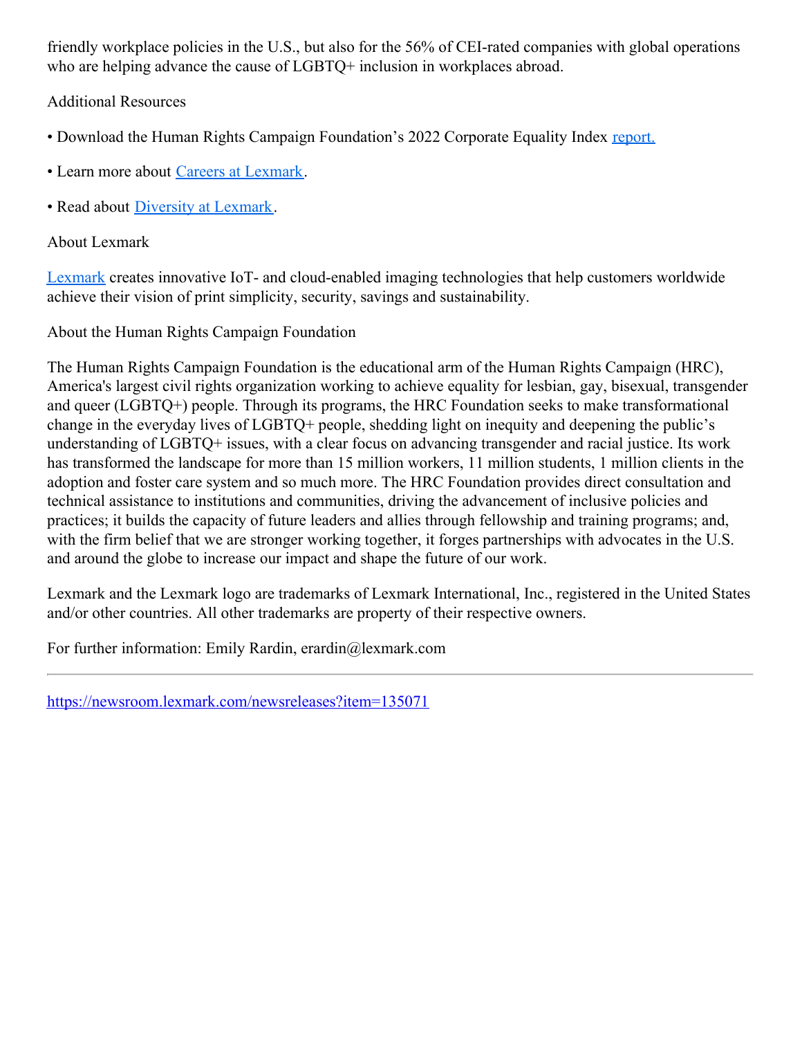friendly workplace policies in the U.S., but also for the 56% of CEI-rated companies with global operations who are helping advance the cause of LGBTQ+ inclusion in workplaces abroad.

Additional Resources

• Download the Human Rights Campaign Foundation's 2022 Corporate Equality Index report.

• Learn more about Careers at Lexmark.

• Read about Diversity at Lexmark.

About Lexmark

Lexmark creates innovative IoT- and cloud-enabled imaging technologies that help customers worldwide achieve their vision of print simplicity, security, savings and sustainability.

About the Human Rights Campaign Foundation

The Human Rights Campaign Foundation is the educational arm of the Human Rights Campaign (HRC), America's largest civil rights organization working to achieve equality for lesbian, gay, bisexual, transgender and queer (LGBTQ+) people. Through its programs, the HRC Foundation seeks to make transformational change in the everyday lives of LGBTQ+ people, shedding light on inequity and deepening the public's understanding of LGBTQ+ issues, with a clear focus on advancing transgender and racial justice. Its work has transformed the landscape for more than 15 million workers, 11 million students, 1 million clients in the adoption and foster care system and so much more. The HRC Foundation provides direct consultation and technical assistance to institutions and communities, driving the advancement of inclusive policies and practices; it builds the capacity of future leaders and allies through fellowship and training programs; and, with the firm belief that we are stronger working together, it forges partnerships with advocates in the U.S. and around the globe to increase our impact and shape the future of our work.

Lexmark and the Lexmark logo are trademarks of Lexmark International, Inc., registered in the United States and/or other countries. All other trademarks are property of their respective owners.

For further information: Emily Rardin, erardin@lexmark.com

---

https://newsroom.lexmark.com/newsreleases?item=135071